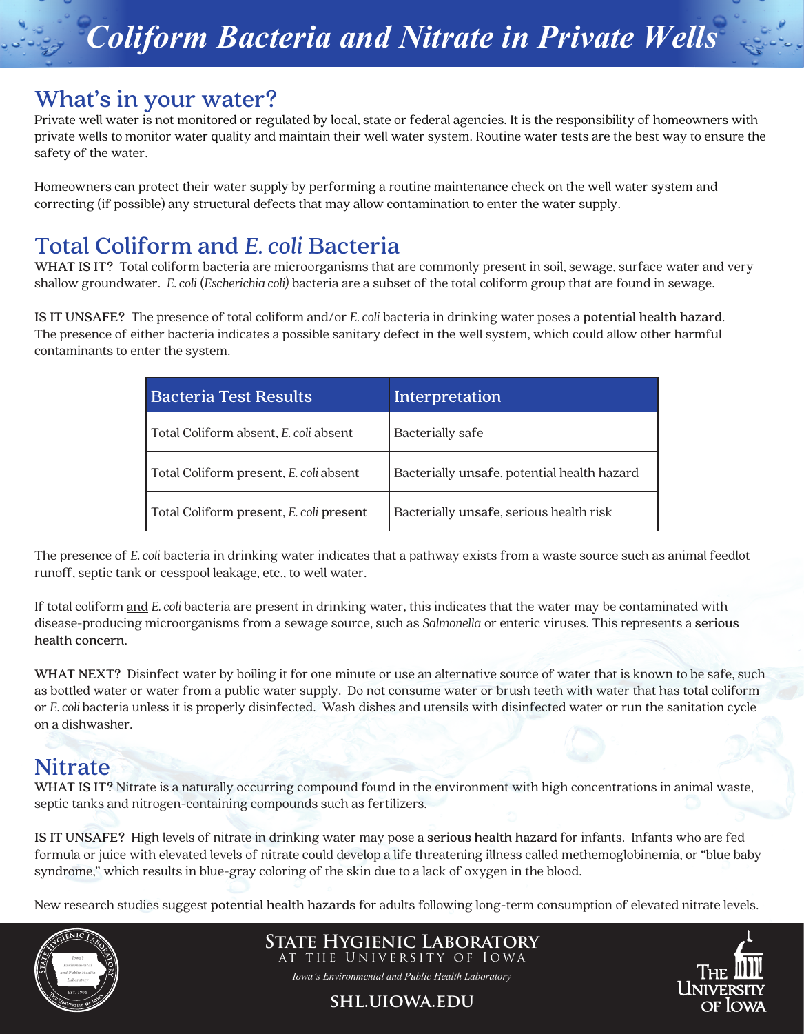# Coliform Bacteria and Nitrate in Private Wells

## What's in your water?

Private well water is not monitored or regulated by local, state or federal agencies. It is the responsibility of homeowners with private wells to monitor water quality and maintain their well water system. Routine water tests are the best way to ensure the safety of the water.

Homeowners can protect their water supply by performing a routine maintenance check on the well water system and correcting (if possible) any structural defects that may allow contamination to enter the water supply.

## Total Coliform and *E. coli* Bacteria

**WHAT IS IT?** Total coliform bacteria are microorganisms that are commonly present in soil, sewage, surface water and very shallow groundwater. *E. coli* (*Escherichia coli)* bacteria are a subset of the total coliform group that are found in sewage.

**IS IT UNSAFE?** The presence of total coliform and/or *E. coli* bacteria in drinking water poses a **potential health hazard**. The presence of either bacteria indicates a possible sanitary defect in the well system, which could allow other harmful contaminants to enter the system.

| Bacteria Test Results | Interpretation |
|---|---|
| Total Coliform absent, *E. coli* absent | Bacterially safe |
| Total Coliform **present**, *E. coli* absent | Bacterially **unsafe**, potential health hazard |
| Total Coliform **present**, *E. coli* **present** | Bacterially **unsafe**, serious health risk |

The presence of *E. coli* bacteria in drinking water indicates that a pathway exists from a waste source such as animal feedlot runoff, septic tank or cesspool leakage, etc., to well water.

If total coliform <u>and</u> *E. coli* bacteria are present in drinking water, this indicates that the water may be contaminated with disease-producing microorganisms from a sewage source, such as *Salmonella* or enteric viruses. This represents a **serious health concern**.

**WHAT NEXT?** Disinfect water by boiling it for one minute or use an alternative source of water that is known to be safe, such as bottled water or water from a public water supply. Do not consume water or brush teeth with water that has total coliform or *E. coli* bacteria unless it is properly disinfected. Wash dishes and utensils with disinfected water or run the sanitation cycle on a dishwasher.

## Nitrate

**WHAT IS IT?** Nitrate is a naturally occurring compound found in the environment with high concentrations in animal waste, septic tanks and nitrogen-containing compounds such as fertilizers.

**IS IT UNSAFE?** High levels of nitrate in drinking water may pose a **serious health hazard** for infants. Infants who are fed formula or juice with elevated levels of nitrate could develop a life threatening illness called methemoglobinemia, or "blue baby syndrome," which results in blue-gray coloring of the skin due to a lack of oxygen in the blood.

New research studies suggest **potential health hazards** for adults following long-term consumption of elevated nitrate levels.

**STATE HYGIENIC LABORATORY**
AT THE UNIVERSITY OF IOWA
*Iowa's Environmental and Public Health Laboratory*

**SHL.UIOWA.EDU**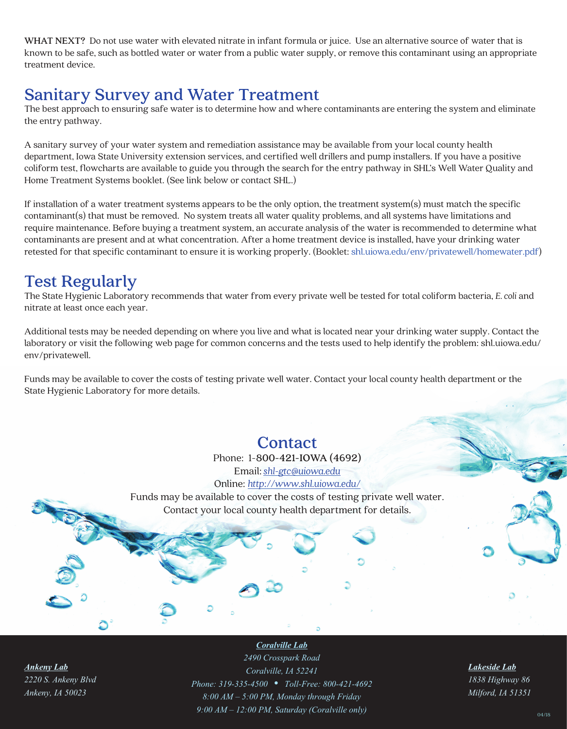**WHAT NEXT?** Do not use water with elevated nitrate in infant formula or juice. Use an alternative source of water that is known to be safe, such as bottled water or water from a public water supply, or remove this contaminant using an appropriate treatment device.

## Sanitary Survey and Water Treatment

The best approach to ensuring safe water is to determine how and where contaminants are entering the system and eliminate the entry pathway.

A sanitary survey of your water system and remediation assistance may be available from your local county health department, Iowa State University extension services, and certified well drillers and pump installers. If you have a positive coliform test, flowcharts are available to guide you through the search for the entry pathway in SHL's Well Water Quality and Home Treatment Systems booklet. (See link below or contact SHL.)

If installation of a water treatment systems appears to be the only option, the treatment system(s) must match the specific contaminant(s) that must be removed. No system treats all water quality problems, and all systems have limitations and require maintenance. Before buying a treatment system, an accurate analysis of the water is recommended to determine what contaminants are present and at what concentration. After a home treatment device is installed, have your drinking water retested for that specific contaminant to ensure it is working properly. (Booklet: shl.uiowa.edu/env/privatewell/homewater.pdf)

## Test Regularly

The State Hygienic Laboratory recommends that water from every private well be tested for total coliform bacteria, *E. coli* and nitrate at least once each year.

Additional tests may be needed depending on where you live and what is located near your drinking water supply. Contact the laboratory or visit the following web page for common concerns and the tests used to help identify the problem: shl.uiowa.edu/env/privatewell.

Funds may be available to cover the costs of testing private well water. Contact your local county health department or the State Hygienic Laboratory for more details.

## Contact

Phone: 1-800-421-IOWA (4692)

Email: *shl-gtc@uiowa.edu*

Online: *http://www.shl.uiowa.edu/*

Funds may be available to cover the costs of testing private well water. Contact your local county health department for details.

***Ankeny Lab***
*2220 S. Ankeny Blvd*
*Ankeny, IA 50023*

***Coralville Lab***
*2490 Crosspark Road*
*Coralville, IA 52241*
*Phone: 319-335-4500 • Toll-Free: 800-421-4692*
*8:00 AM – 5:00 PM, Monday through Friday*
*9:00 AM – 12:00 PM, Saturday (Coralville only)*

***Lakeside Lab***
*1838 Highway 86*
*Milford, IA 51351*

04/18